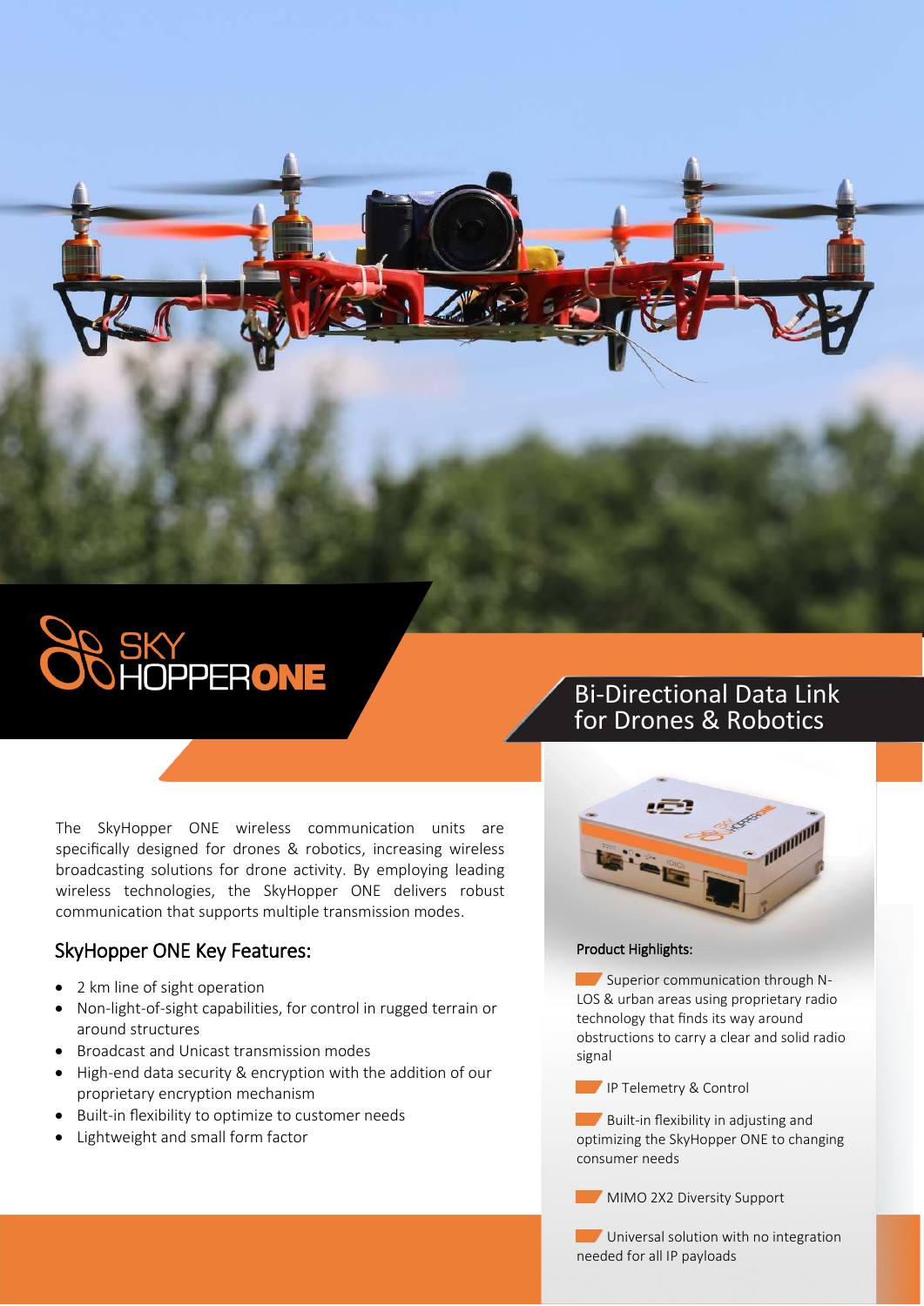# SKY HOPPERONE

## Bi-Directional Data Link for Drones & Robotics

The SkyHopper ONE wireless communication units are specifically designed for drones & robotics, increasing wireless broadcasting solutions for drone activity. By employing leading wireless technologies, the SkyHopper ONE delivers robust communication that supports multiple transmission modes.

## SkyHopper ONE Key Features:

- 2 km line of sight operation
- Non-light-of-sight capabilities, for control in rugged terrain or around structures
- Broadcast and Unicast transmission modes
- High-end data security & encryption with the addition of our proprietary encryption mechanism
- Built-in flexibility to optimize to customer needs
- Lightweight and small form factor

### Product Highlights:

- Superior communication through N-LOS & urban areas using proprietary radio technology that finds its way around obstructions to carry a clear and solid radio signal
- IP Telemetry & Control
- Built-in flexibility in adjusting and optimizing the SkyHopper ONE to changing consumer needs
- MIMO 2X2 Diversity Support
- Universal solution with no integration needed for all IP payloads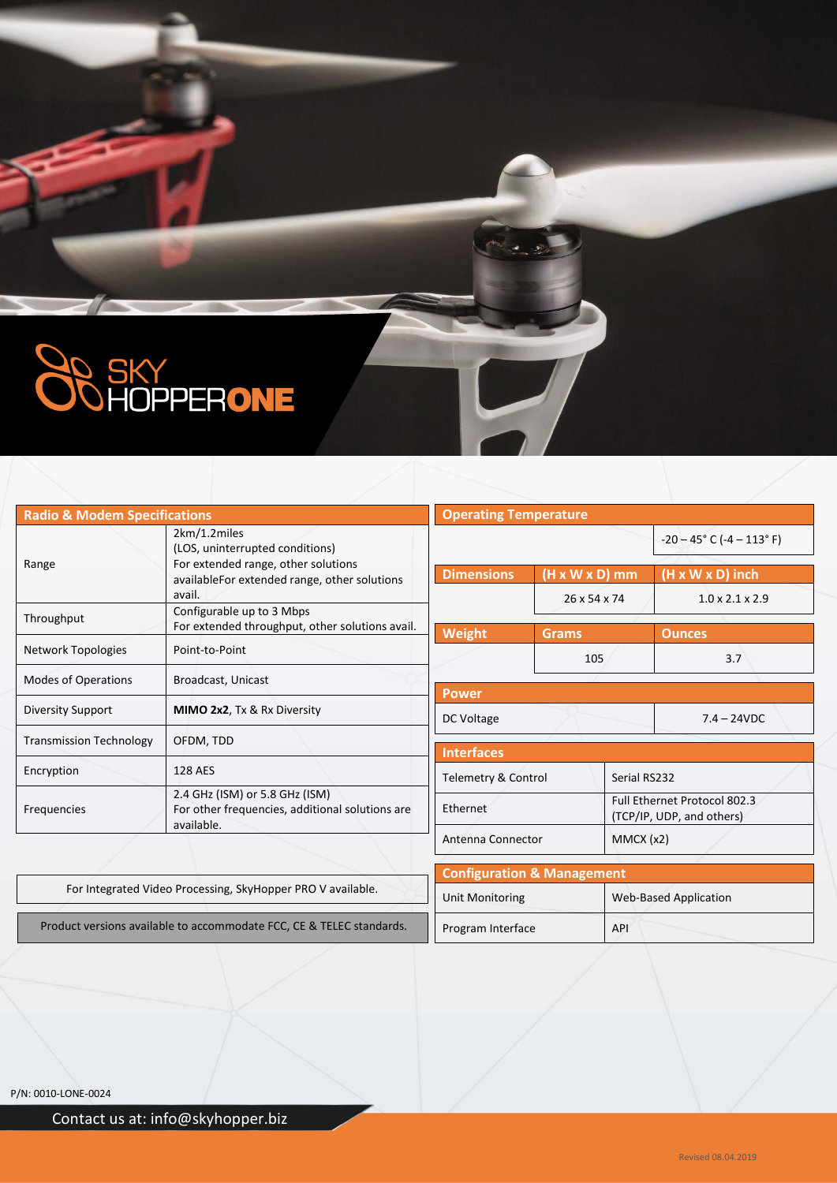# SKY HOPPERONE

| Radio & Modem Specifications | |
|---|---|
| Range | 2km/1.2miles (LOS, uninterrupted conditions) For extended range, other solutions availableFor extended range, other solutions avail. |
| Throughput | Configurable up to 3 Mbps For extended throughput, other solutions avail. |
| Network Topologies | Point-to-Point |
| Modes of Operations | Broadcast, Unicast |
| Diversity Support | **MIMO 2x2**, Tx & Rx Diversity |
| Transmission Technology | OFDM, TDD |
| Encryption | 128 AES |
| Frequencies | 2.4 GHz (ISM) or 5.8 GHz (ISM) For other frequencies, additional solutions are available. |

For Integrated Video Processing, SkyHopper PRO V available.

Product versions available to accommodate FCC, CE & TELEC standards.

| Operating Temperature | | |
|---|---|---|
| | | -20 – 45° C (-4 – 113° F) |

| Dimensions | (H x W x D) mm | (H x W x D) inch |
|---|---|---|
| | 26 x 54 x 74 | 1.0 x 2.1 x 2.9 |

| Weight | Grams | Ounces |
|---|---|---|
| | 105 | 3.7 |

| Power | |
|---|---|
| DC Voltage | 7.4 – 24VDC |

| Interfaces | |
|---|---|
| Telemetry & Control | Serial RS232 |
| Ethernet | Full Ethernet Protocol 802.3 (TCP/IP, UDP, and others) |
| Antenna Connector | MMCX (x2) |

| Configuration & Management | |
|---|---|
| Unit Monitoring | Web-Based Application |
| Program Interface | API |

P/N: 0010-LONE-0024

Contact us at: info@skyhopper.biz

Revised 08.04.2019